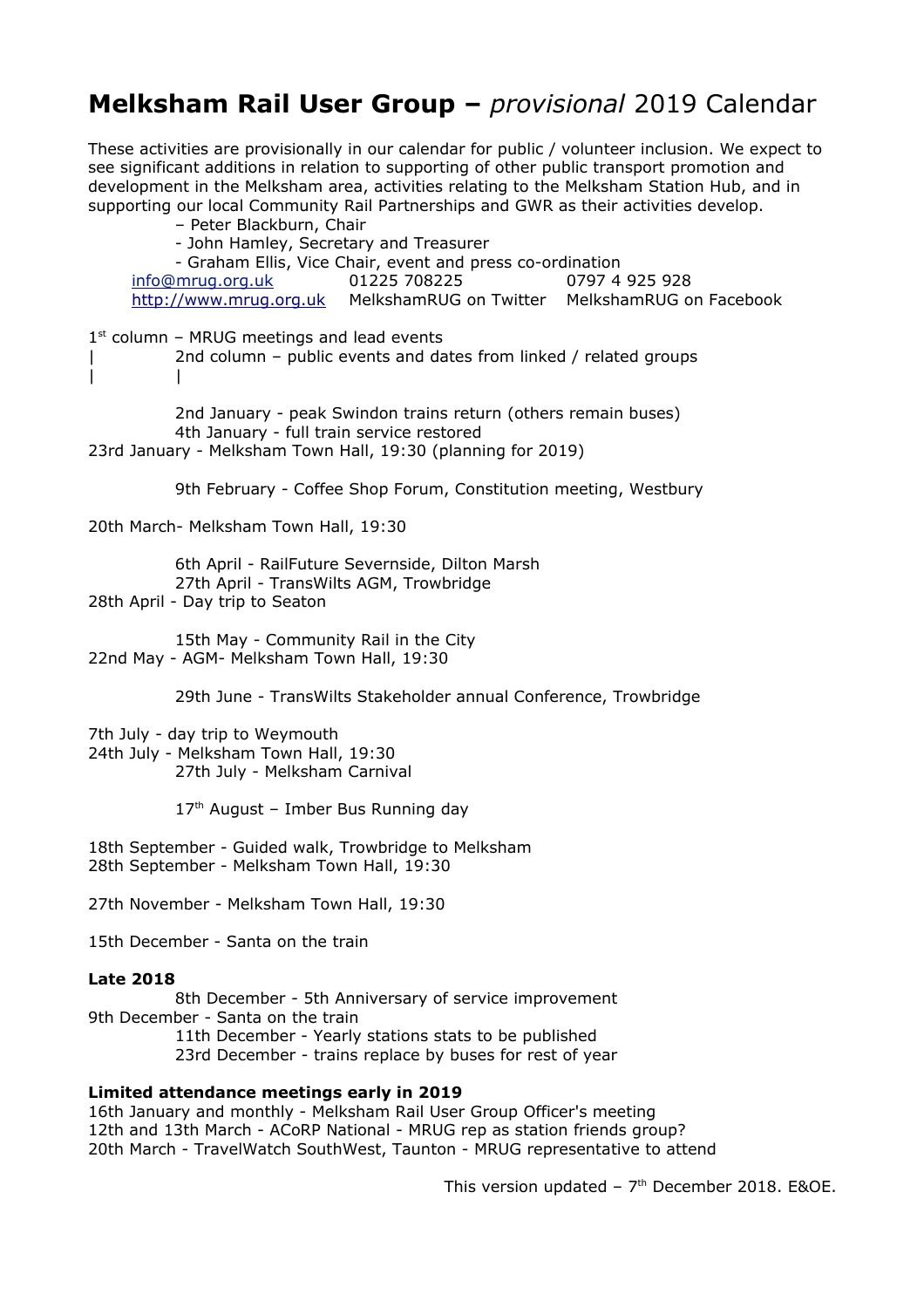# **Melksham Rail User Group –** *provisional* 2019 Calendar

These activities are provisionally in our calendar for public / volunteer inclusion. We expect to see significant additions in relation to supporting of other public transport promotion and development in the Melksham area, activities relating to the Melksham Station Hub, and in supporting our local Community Rail Partnerships and GWR as their activities develop.

– Peter Blackburn, Chair
- John Hamley, Secretary and Treasurer
- Graham Ellis, Vice Chair, event and press co-ordination

info@mrug.org.uk 01225 708225 0797 4 925 928
http://www.mrug.org.uk MelkshamRUG on Twitter MelkshamRUG on Facebook

1st column – MRUG meetings and lead events
| 2nd column – public events and dates from linked / related groups
| |

2nd January - peak Swindon trains return (others remain buses)
4th January - full train service restored
23rd January - Melksham Town Hall, 19:30 (planning for 2019)

9th February - Coffee Shop Forum, Constitution meeting, Westbury

20th March- Melksham Town Hall, 19:30

6th April - RailFuture Severnside, Dilton Marsh
27th April - TransWilts AGM, Trowbridge
28th April - Day trip to Seaton

15th May - Community Rail in the City
22nd May - AGM- Melksham Town Hall, 19:30

29th June - TransWilts Stakeholder annual Conference, Trowbridge

7th July - day trip to Weymouth
24th July - Melksham Town Hall, 19:30
27th July - Melksham Carnival

17th August – Imber Bus Running day

18th September - Guided walk, Trowbridge to Melksham
28th September - Melksham Town Hall, 19:30

27th November - Melksham Town Hall, 19:30

15th December - Santa on the train

**Late 2018**

8th December - 5th Anniversary of service improvement
9th December - Santa on the train
11th December - Yearly stations stats to be published
23rd December - trains replace by buses for rest of year

**Limited attendance meetings early in 2019**

16th January and monthly - Melksham Rail User Group Officer's meeting
12th and 13th March - ACoRP National - MRUG rep as station friends group?
20th March - TravelWatch SouthWest, Taunton - MRUG representative to attend

This version updated – 7th December 2018. E&OE.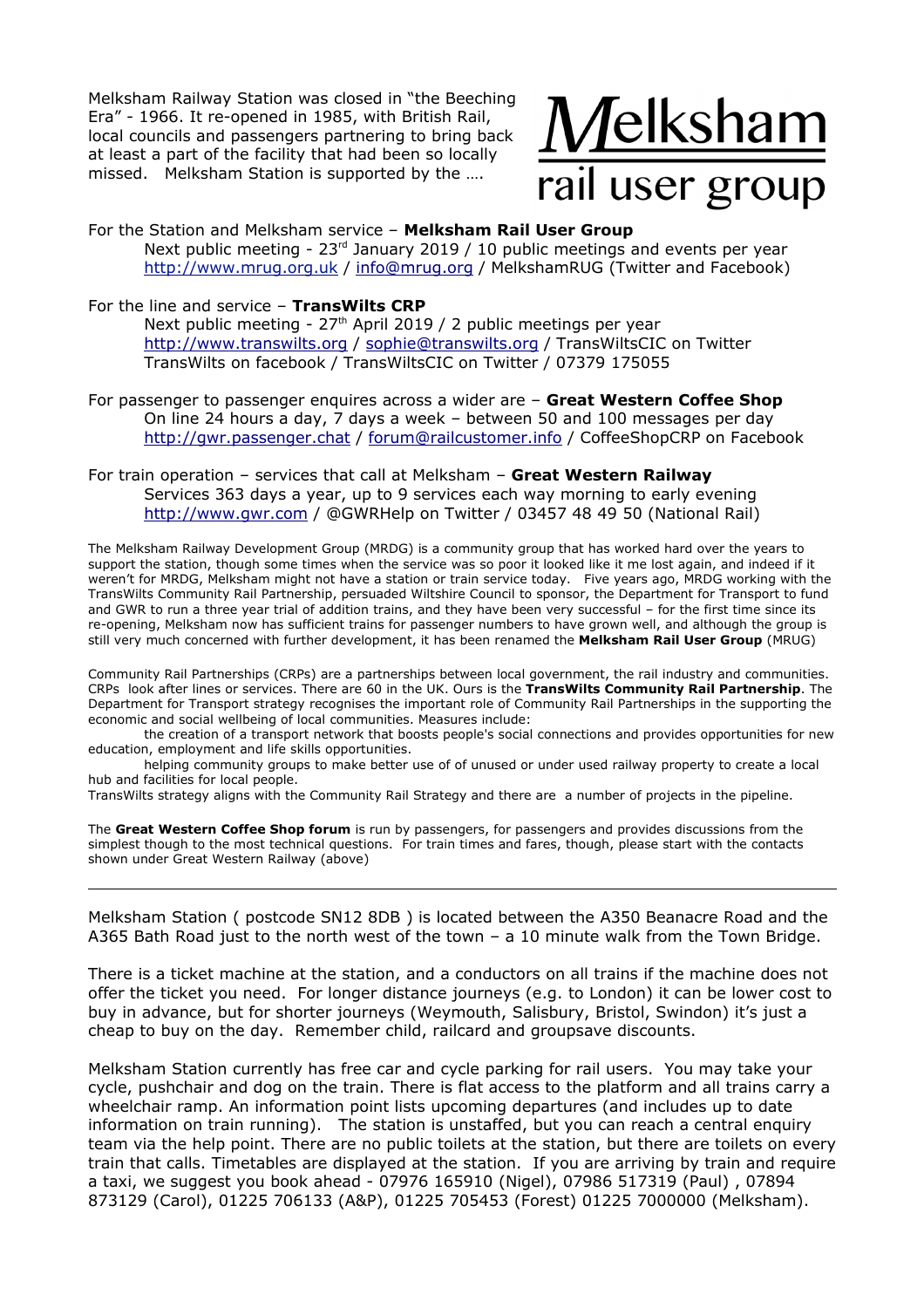Melksham Railway Station was closed in "the Beeching Era" - 1966. It re-opened in 1985, with British Rail, local councils and passengers partnering to bring back at least a part of the facility that had been so locally missed. Melksham Station is supported by the ….

Melksham rail user group

For the Station and Melksham service – **Melksham Rail User Group**
Next public meeting - 23rd January 2019 / 10 public meetings and events per year
http://www.mrug.org.uk / info@mrug.org / MelkshamRUG (Twitter and Facebook)

For the line and service – **TransWilts CRP**
Next public meeting - 27th April 2019 / 2 public meetings per year
http://www.transwilts.org / sophie@transwilts.org / TransWiltsCIC on Twitter
TransWilts on facebook / TransWiltsCIC on Twitter / 07379 175055

For passenger to passenger enquires across a wider are – **Great Western Coffee Shop**
On line 24 hours a day, 7 days a week – between 50 and 100 messages per day
http://gwr.passenger.chat / forum@railcustomer.info / CoffeeShopCRP on Facebook

For train operation – services that call at Melksham – **Great Western Railway**
Services 363 days a year, up to 9 services each way morning to early evening
http://www.gwr.com / @GWRHelp on Twitter / 03457 48 49 50 (National Rail)

The Melksham Railway Development Group (MRDG) is a community group that has worked hard over the years to support the station, though some times when the service was so poor it looked like it me lost again, and indeed if it weren't for MRDG, Melksham might not have a station or train service today. Five years ago, MRDG working with the TransWilts Community Rail Partnership, persuaded Wiltshire Council to sponsor, the Department for Transport to fund and GWR to run a three year trial of addition trains, and they have been very successful – for the first time since its re-opening, Melksham now has sufficient trains for passenger numbers to have grown well, and although the group is still very much concerned with further development, it has been renamed the **Melksham Rail User Group** (MRUG)

Community Rail Partnerships (CRPs) are a partnerships between local government, the rail industry and communities. CRPs look after lines or services. There are 60 in the UK. Ours is the **TransWilts Community Rail Partnership**. The Department for Transport strategy recognises the important role of Community Rail Partnerships in the supporting the economic and social wellbeing of local communities. Measures include:

the creation of a transport network that boosts people's social connections and provides opportunities for new education, employment and life skills opportunities.

helping community groups to make better use of of unused or under used railway property to create a local hub and facilities for local people.

TransWilts strategy aligns with the Community Rail Strategy and there are a number of projects in the pipeline.

The **Great Western Coffee Shop forum** is run by passengers, for passengers and provides discussions from the simplest though to the most technical questions. For train times and fares, though, please start with the contacts shown under Great Western Railway (above)

---

Melksham Station ( postcode SN12 8DB ) is located between the A350 Beanacre Road and the A365 Bath Road just to the north west of the town – a 10 minute walk from the Town Bridge.

There is a ticket machine at the station, and a conductors on all trains if the machine does not offer the ticket you need. For longer distance journeys (e.g. to London) it can be lower cost to buy in advance, but for shorter journeys (Weymouth, Salisbury, Bristol, Swindon) it's just a cheap to buy on the day. Remember child, railcard and groupsave discounts.

Melksham Station currently has free car and cycle parking for rail users. You may take your cycle, pushchair and dog on the train. There is flat access to the platform and all trains carry a wheelchair ramp. An information point lists upcoming departures (and includes up to date information on train running). The station is unstaffed, but you can reach a central enquiry team via the help point. There are no public toilets at the station, but there are toilets on every train that calls. Timetables are displayed at the station. If you are arriving by train and require a taxi, we suggest you book ahead - 07976 165910 (Nigel), 07986 517319 (Paul) , 07894 873129 (Carol), 01225 706133 (A&P), 01225 705453 (Forest) 01225 7000000 (Melksham).